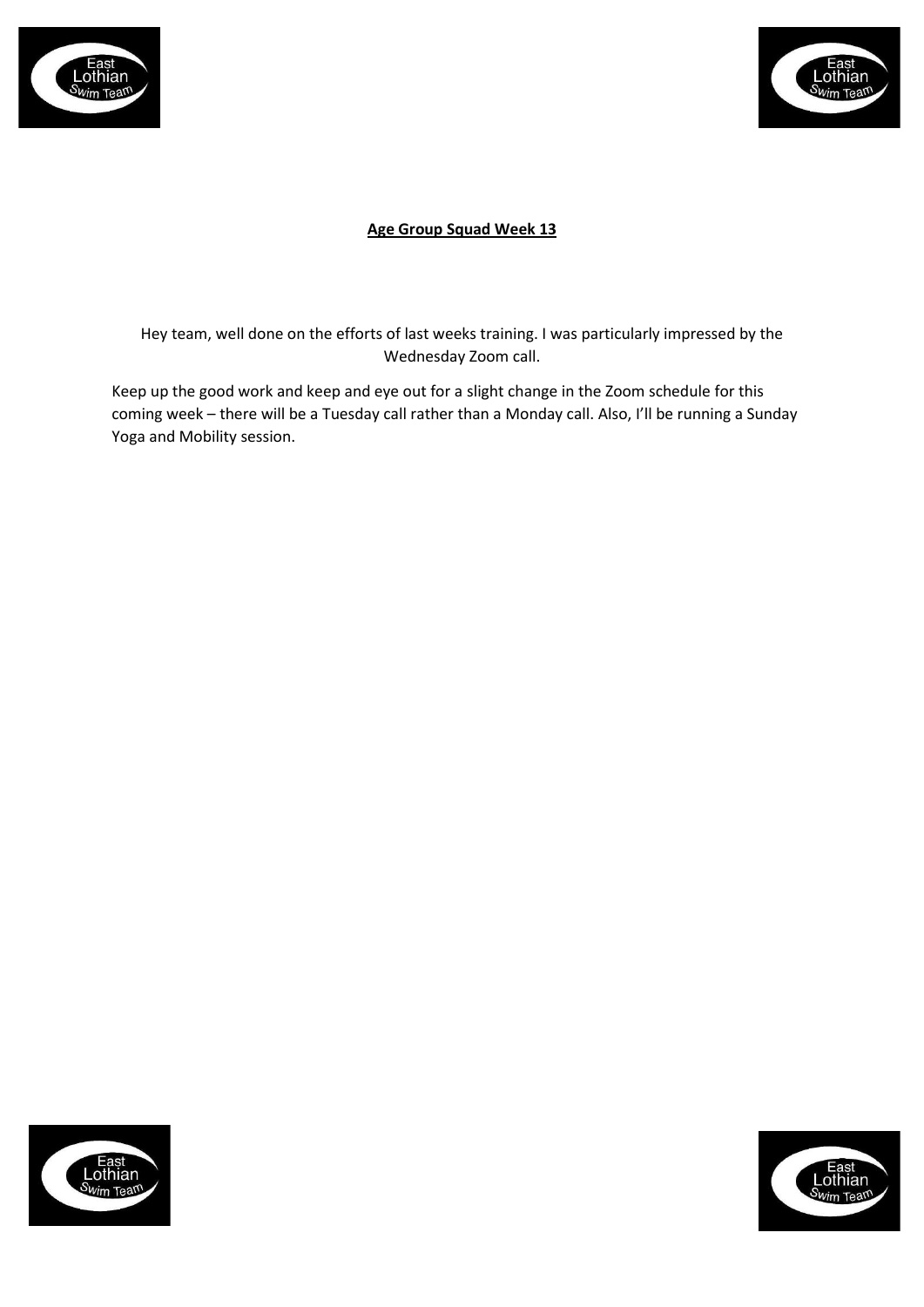## Age Group Squad Week 13

Hey team, well done on the efforts of last weeks training. I was particularly impressed by the Wednesday Zoom call.

Keep up the good work and keep and eye out for a slight change in the Zoom schedule for this coming week – there will be a Tuesday call rather than a Monday call. Also, I'll be running a Sunday Yoga and Mobility session.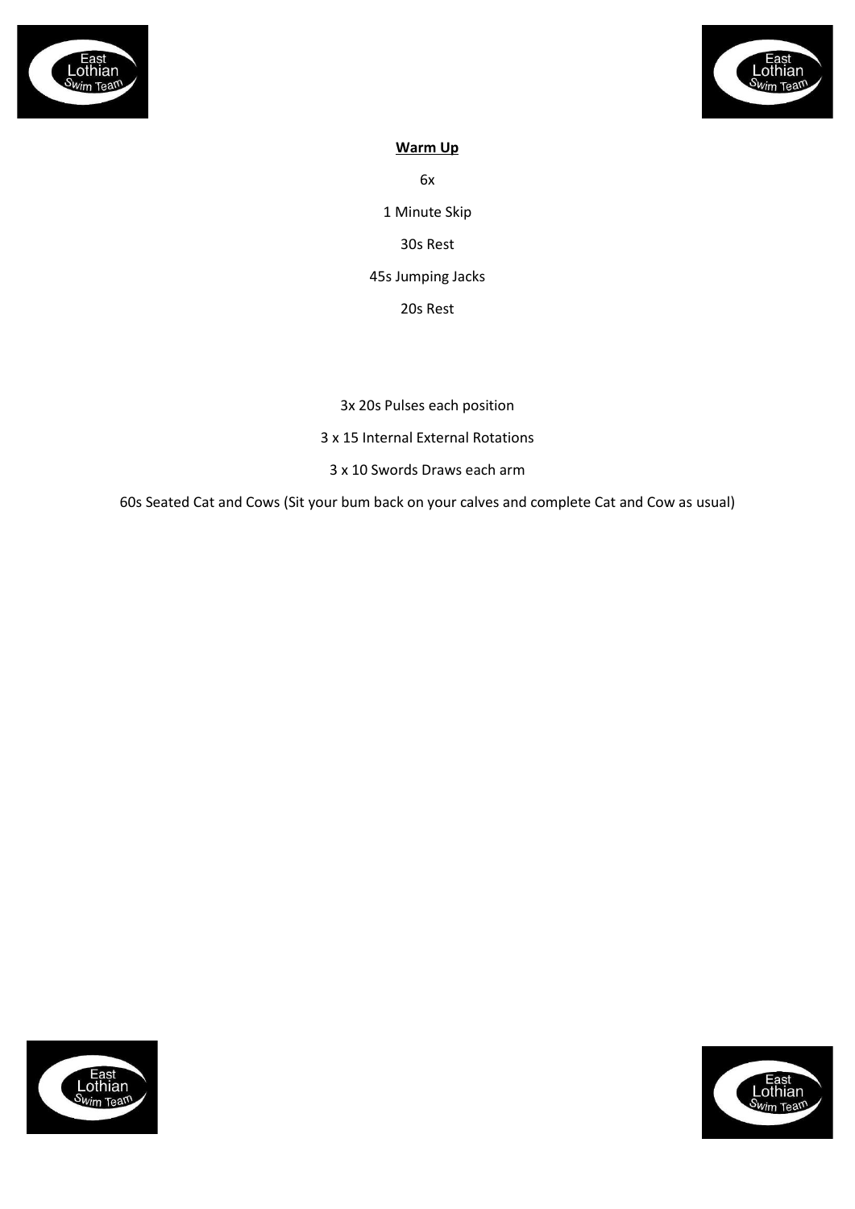**Warm Up**

6x

1 Minute Skip

30s Rest

45s Jumping Jacks

20s Rest

3x 20s Pulses each position

3 x 15 Internal External Rotations

3 x 10 Swords Draws each arm

60s Seated Cat and Cows (Sit your bum back on your calves and complete Cat and Cow as usual)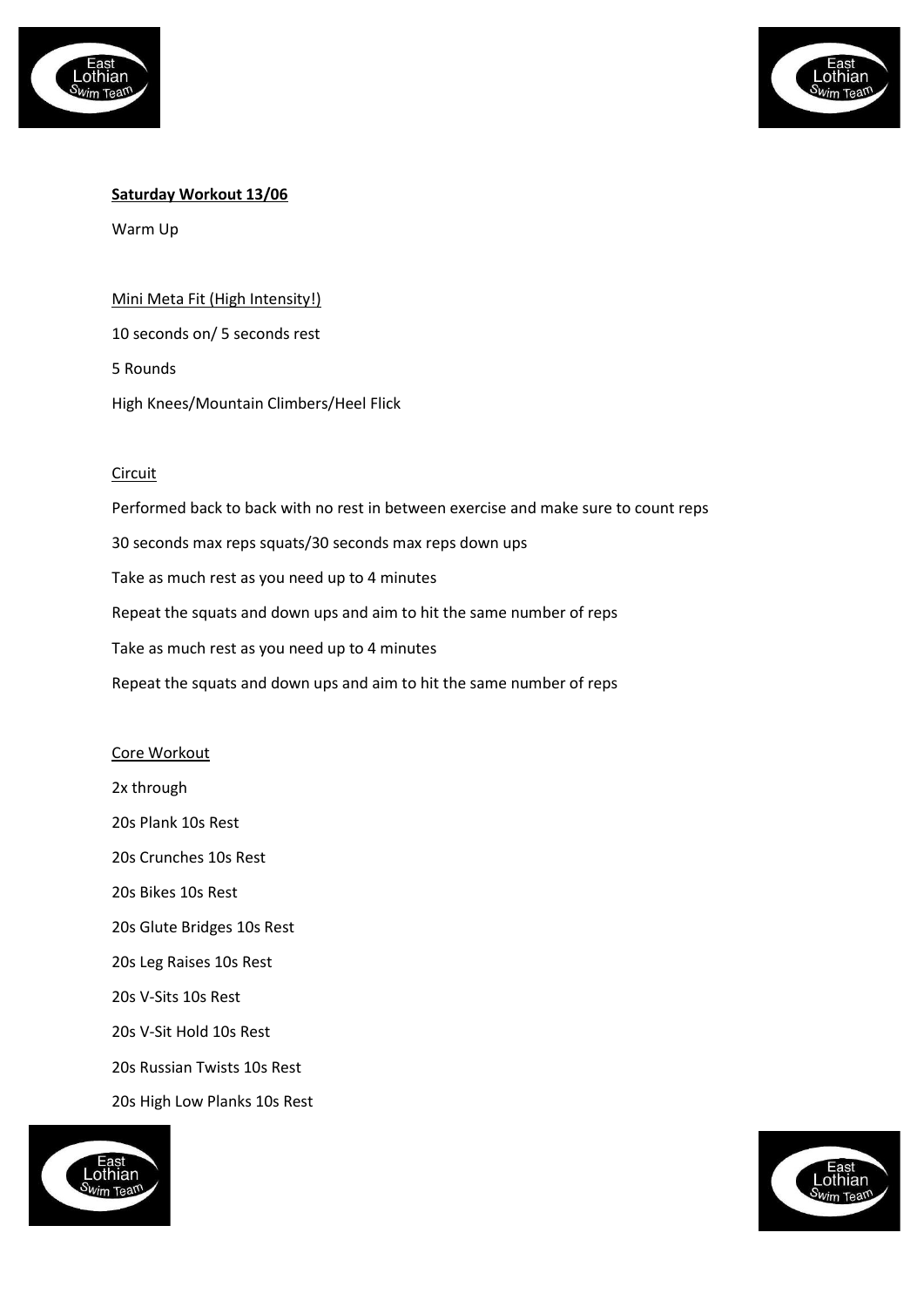**Saturday Workout 13/06**

Warm Up

Mini Meta Fit (High Intensity!)

10 seconds on/ 5 seconds rest

5 Rounds

High Knees/Mountain Climbers/Heel Flick

Circuit

Performed back to back with no rest in between exercise and make sure to count reps

30 seconds max reps squats/30 seconds max reps down ups

Take as much rest as you need up to 4 minutes

Repeat the squats and down ups and aim to hit the same number of reps

Take as much rest as you need up to 4 minutes

Repeat the squats and down ups and aim to hit the same number of reps

Core Workout

2x through

20s Plank 10s Rest

20s Crunches 10s Rest

20s Bikes 10s Rest

20s Glute Bridges 10s Rest

20s Leg Raises 10s Rest

20s V-Sits 10s Rest

20s V-Sit Hold 10s Rest

20s Russian Twists 10s Rest

20s High Low Planks 10s Rest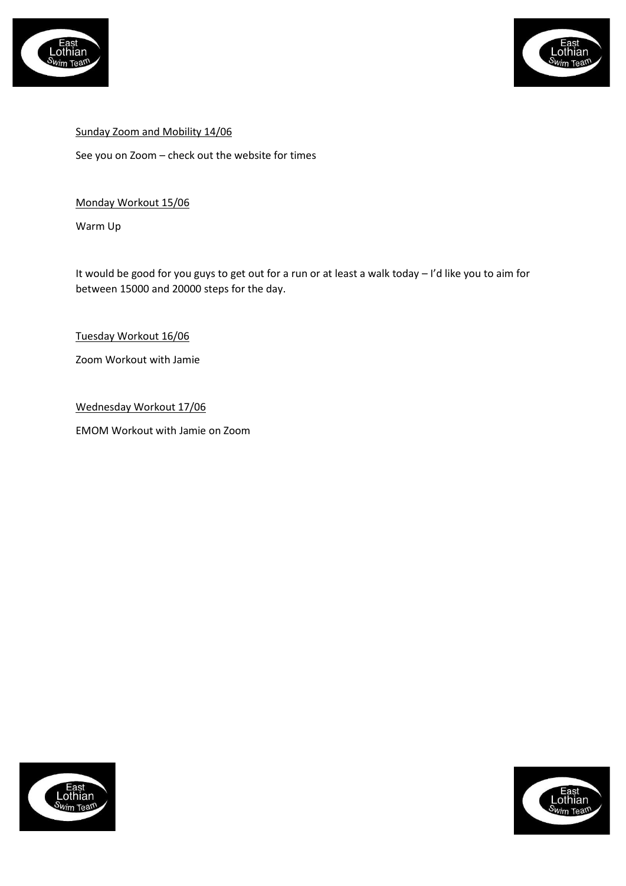<u>Sunday Zoom and Mobility 14/06</u>

See you on Zoom – check out the website for times

<u>Monday Workout 15/06</u>

Warm Up

It would be good for you guys to get out for a run or at least a walk today – I'd like you to aim for between 15000 and 20000 steps for the day.

<u>Tuesday Workout 16/06</u>

Zoom Workout with Jamie

<u>Wednesday Workout 17/06</u>

EMOM Workout with Jamie on Zoom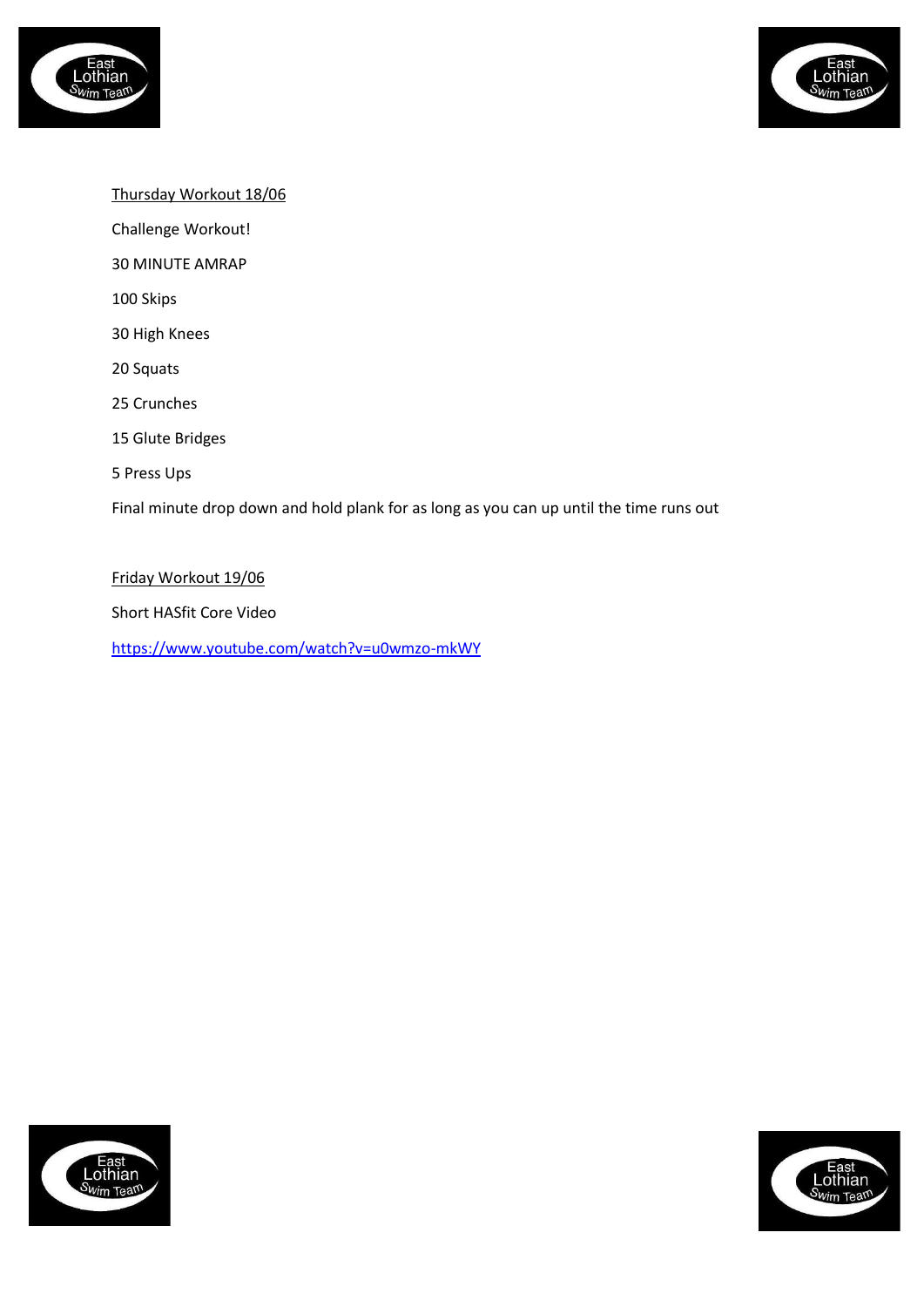Thursday Workout 18/06

Challenge Workout!

30 MINUTE AMRAP

100 Skips

30 High Knees

20 Squats

25 Crunches

15 Glute Bridges

5 Press Ups

Final minute drop down and hold plank for as long as you can up until the time runs out

Friday Workout 19/06

Short HASfit Core Video

https://www.youtube.com/watch?v=u0wmzo-mkWY